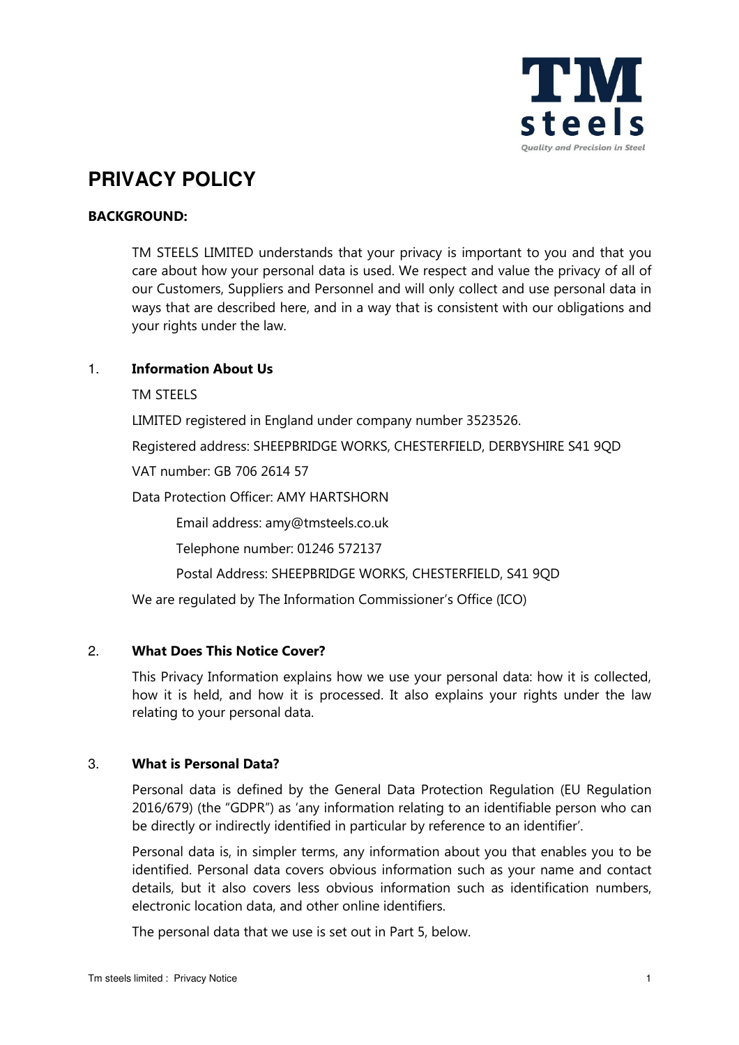# PRIVACY POLICY

**BACKGROUND:**

TM STEELS LIMITED understands that your privacy is important to you and that you care about how your personal data is used. We respect and value the privacy of all of our Customers, Suppliers and Personnel and will only collect and use personal data in ways that are described here, and in a way that is consistent with our obligations and your rights under the law.

## 1. Information About Us

TM STEELS

LIMITED registered in England under company number 3523526.

Registered address: SHEEPBRIDGE WORKS, CHESTERFIELD, DERBYSHIRE S41 9QD

VAT number: GB 706 2614 57

Data Protection Officer: AMY HARTSHORN

Email address: amy@tmsteels.co.uk

Telephone number: 01246 572137

Postal Address: SHEEPBRIDGE WORKS, CHESTERFIELD, S41 9QD

We are regulated by The Information Commissioner's Office (ICO)

## 2. What Does This Notice Cover?

This Privacy Information explains how we use your personal data: how it is collected, how it is held, and how it is processed. It also explains your rights under the law relating to your personal data.

## 3. What is Personal Data?

Personal data is defined by the General Data Protection Regulation (EU Regulation 2016/679) (the "GDPR") as 'any information relating to an identifiable person who can be directly or indirectly identified in particular by reference to an identifier'.

Personal data is, in simpler terms, any information about you that enables you to be identified. Personal data covers obvious information such as your name and contact details, but it also covers less obvious information such as identification numbers, electronic location data, and other online identifiers.

The personal data that we use is set out in Part 5, below.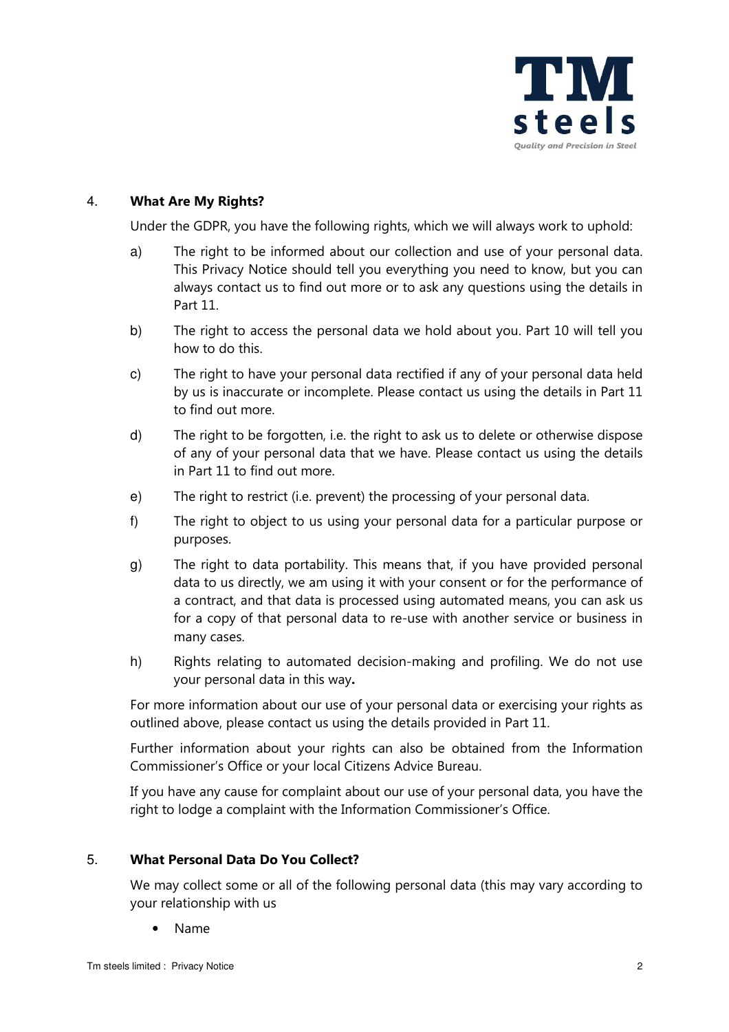## 4. What Are My Rights?

Under the GDPR, you have the following rights, which we will always work to uphold:

a) The right to be informed about our collection and use of your personal data. This Privacy Notice should tell you everything you need to know, but you can always contact us to find out more or to ask any questions using the details in Part 11.

b) The right to access the personal data we hold about you. Part 10 will tell you how to do this.

c) The right to have your personal data rectified if any of your personal data held by us is inaccurate or incomplete. Please contact us using the details in Part 11 to find out more.

d) The right to be forgotten, i.e. the right to ask us to delete or otherwise dispose of any of your personal data that we have. Please contact us using the details in Part 11 to find out more.

e) The right to restrict (i.e. prevent) the processing of your personal data.

f) The right to object to us using your personal data for a particular purpose or purposes.

g) The right to data portability. This means that, if you have provided personal data to us directly, we am using it with your consent or for the performance of a contract, and that data is processed using automated means, you can ask us for a copy of that personal data to re-use with another service or business in many cases.

h) Rights relating to automated decision-making and profiling. We do not use your personal data in this way**.**

For more information about our use of your personal data or exercising your rights as outlined above, please contact us using the details provided in Part 11.

Further information about your rights can also be obtained from the Information Commissioner's Office or your local Citizens Advice Bureau.

If you have any cause for complaint about our use of your personal data, you have the right to lodge a complaint with the Information Commissioner's Office.

## 5. What Personal Data Do You Collect?

We may collect some or all of the following personal data (this may vary according to your relationship with us

- Name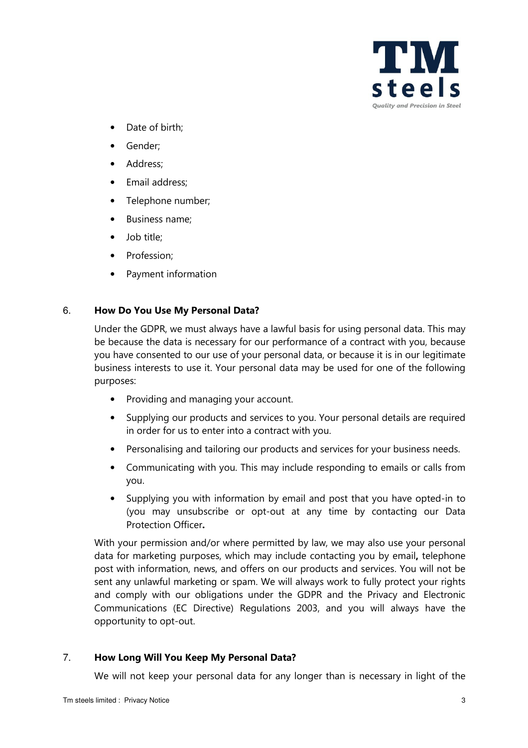- Date of birth;
- Gender;
- Address;
- Email address;
- Telephone number;
- Business name;
- Job title;
- Profession;
- Payment information

## 6. How Do You Use My Personal Data?

Under the GDPR, we must always have a lawful basis for using personal data. This may be because the data is necessary for our performance of a contract with you, because you have consented to our use of your personal data, or because it is in our legitimate business interests to use it. Your personal data may be used for one of the following purposes:

- Providing and managing your account.
- Supplying our products and services to you. Your personal details are required in order for us to enter into a contract with you.
- Personalising and tailoring our products and services for your business needs.
- Communicating with you. This may include responding to emails or calls from you.
- Supplying you with information by email and post that you have opted-in to (you may unsubscribe or opt-out at any time by contacting our Data Protection Officer**.**

With your permission and/or where permitted by law, we may also use your personal data for marketing purposes, which may include contacting you by email**,** telephone post with information, news, and offers on our products and services. You will not be sent any unlawful marketing or spam. We will always work to fully protect your rights and comply with our obligations under the GDPR and the Privacy and Electronic Communications (EC Directive) Regulations 2003, and you will always have the opportunity to opt-out.

## 7. How Long Will You Keep My Personal Data?

We will not keep your personal data for any longer than is necessary in light of the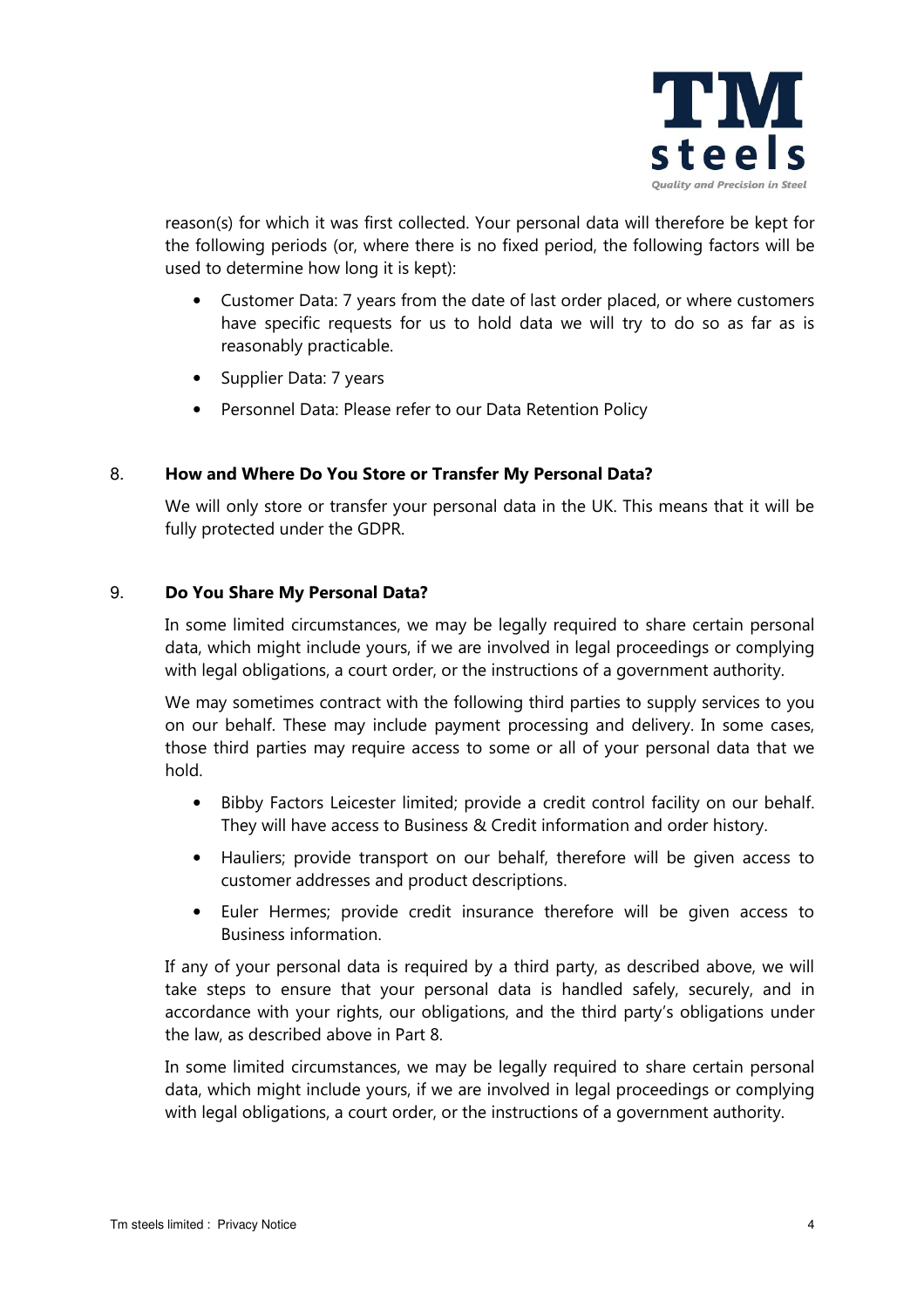reason(s) for which it was first collected. Your personal data will therefore be kept for the following periods (or, where there is no fixed period, the following factors will be used to determine how long it is kept):

- Customer Data: 7 years from the date of last order placed, or where customers have specific requests for us to hold data we will try to do so as far as is reasonably practicable.
- Supplier Data: 7 years
- Personnel Data: Please refer to our Data Retention Policy

## 8. How and Where Do You Store or Transfer My Personal Data?

We will only store or transfer your personal data in the UK. This means that it will be fully protected under the GDPR.

## 9. Do You Share My Personal Data?

In some limited circumstances, we may be legally required to share certain personal data, which might include yours, if we are involved in legal proceedings or complying with legal obligations, a court order, or the instructions of a government authority.

We may sometimes contract with the following third parties to supply services to you on our behalf. These may include payment processing and delivery. In some cases, those third parties may require access to some or all of your personal data that we hold.

- Bibby Factors Leicester limited; provide a credit control facility on our behalf. They will have access to Business & Credit information and order history.
- Hauliers; provide transport on our behalf, therefore will be given access to customer addresses and product descriptions.
- Euler Hermes; provide credit insurance therefore will be given access to Business information.

If any of your personal data is required by a third party, as described above, we will take steps to ensure that your personal data is handled safely, securely, and in accordance with your rights, our obligations, and the third party's obligations under the law, as described above in Part 8.

In some limited circumstances, we may be legally required to share certain personal data, which might include yours, if we are involved in legal proceedings or complying with legal obligations, a court order, or the instructions of a government authority.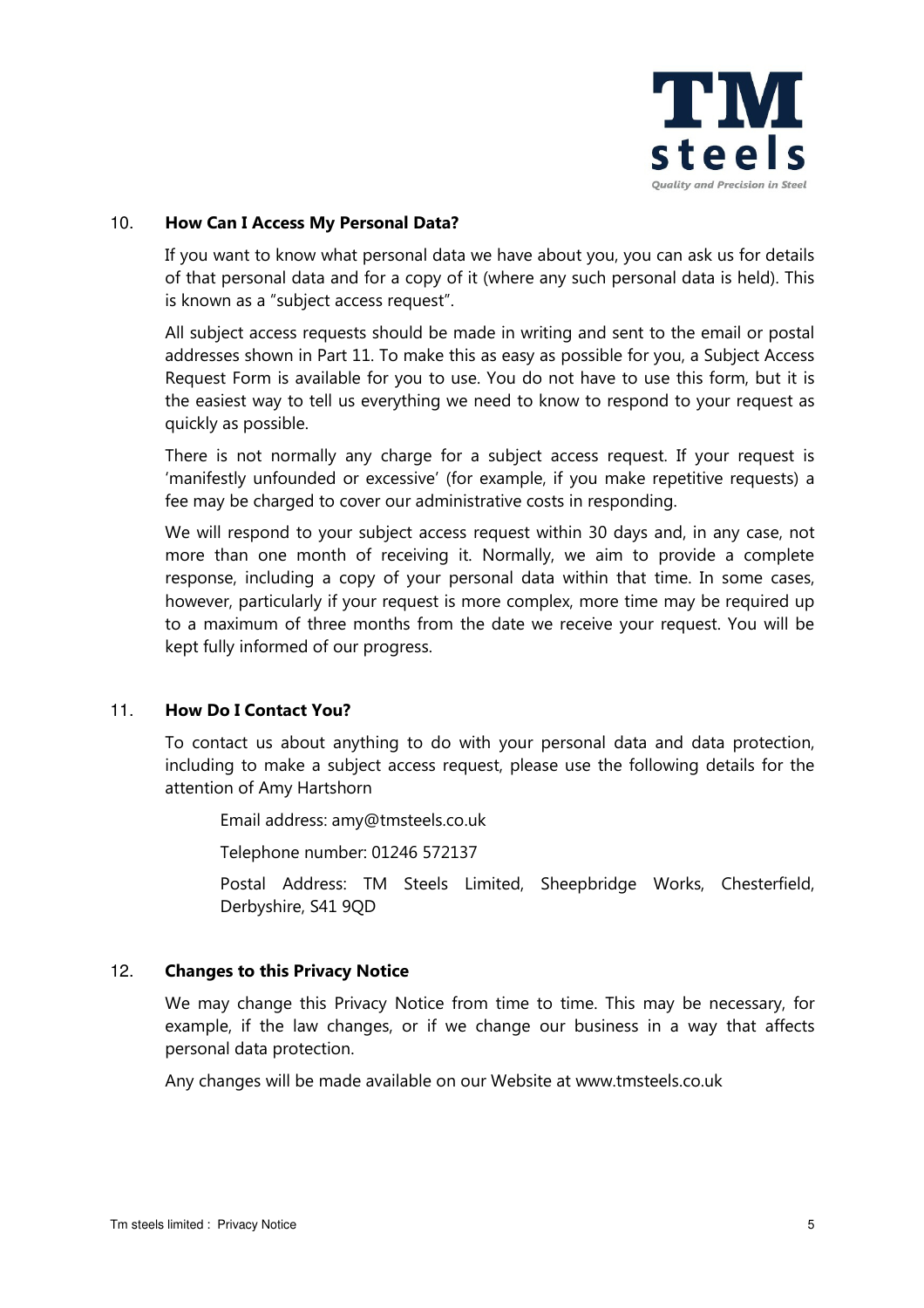## 10. How Can I Access My Personal Data?

If you want to know what personal data we have about you, you can ask us for details of that personal data and for a copy of it (where any such personal data is held). This is known as a "subject access request".

All subject access requests should be made in writing and sent to the email or postal addresses shown in Part 11. To make this as easy as possible for you, a Subject Access Request Form is available for you to use. You do not have to use this form, but it is the easiest way to tell us everything we need to know to respond to your request as quickly as possible.

There is not normally any charge for a subject access request. If your request is 'manifestly unfounded or excessive' (for example, if you make repetitive requests) a fee may be charged to cover our administrative costs in responding.

We will respond to your subject access request within 30 days and, in any case, not more than one month of receiving it. Normally, we aim to provide a complete response, including a copy of your personal data within that time. In some cases, however, particularly if your request is more complex, more time may be required up to a maximum of three months from the date we receive your request. You will be kept fully informed of our progress.

## 11. How Do I Contact You?

To contact us about anything to do with your personal data and data protection, including to make a subject access request, please use the following details for the attention of Amy Hartshorn

Email address: amy@tmsteels.co.uk

Telephone number: 01246 572137

Postal Address: TM Steels Limited, Sheepbridge Works, Chesterfield, Derbyshire, S41 9QD

## 12. Changes to this Privacy Notice

We may change this Privacy Notice from time to time. This may be necessary, for example, if the law changes, or if we change our business in a way that affects personal data protection.

Any changes will be made available on our Website at www.tmsteels.co.uk